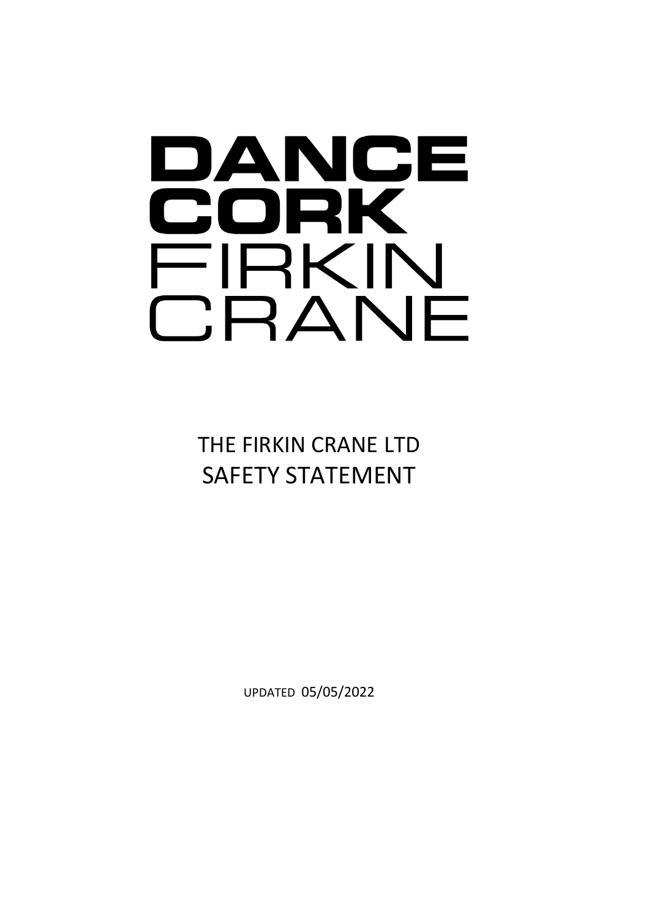DANCE
CORK
FIRKIN
CRANE

# THE FIRKIN CRANE LTD
# SAFETY STATEMENT

UPDATED 05/05/2022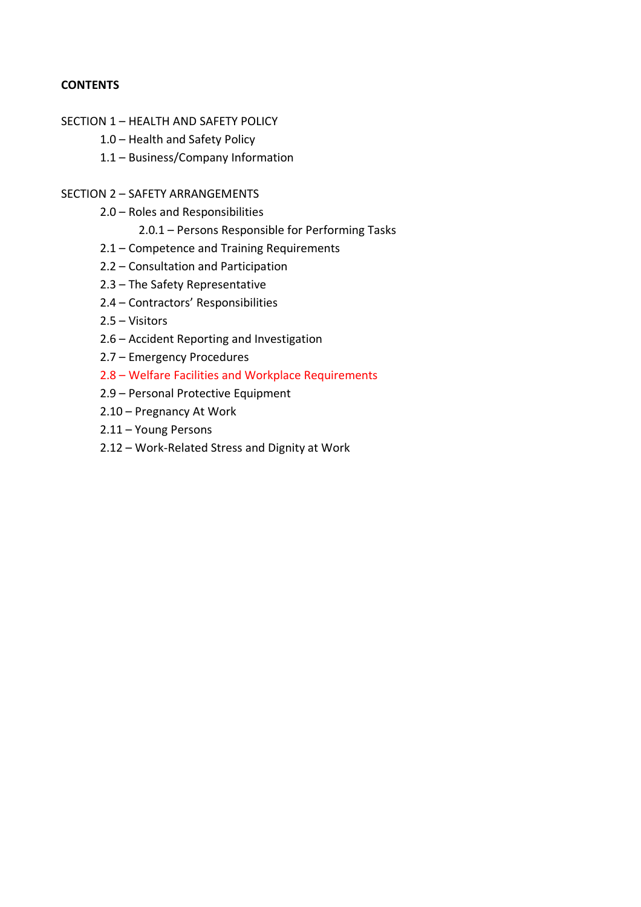**CONTENTS**

SECTION 1 – HEALTH AND SAFETY POLICY

- 1.0 – Health and Safety Policy
- 1.1 – Business/Company Information

SECTION 2 – SAFETY ARRANGEMENTS

- 2.0 – Roles and Responsibilities
  - 2.0.1 – Persons Responsible for Performing Tasks
- 2.1 – Competence and Training Requirements
- 2.2 – Consultation and Participation
- 2.3 – The Safety Representative
- 2.4 – Contractors' Responsibilities
- 2.5 – Visitors
- 2.6 – Accident Reporting and Investigation
- 2.7 – Emergency Procedures
- 2.8 – Welfare Facilities and Workplace Requirements
- 2.9 – Personal Protective Equipment
- 2.10 – Pregnancy At Work
- 2.11 – Young Persons
- 2.12 – Work-Related Stress and Dignity at Work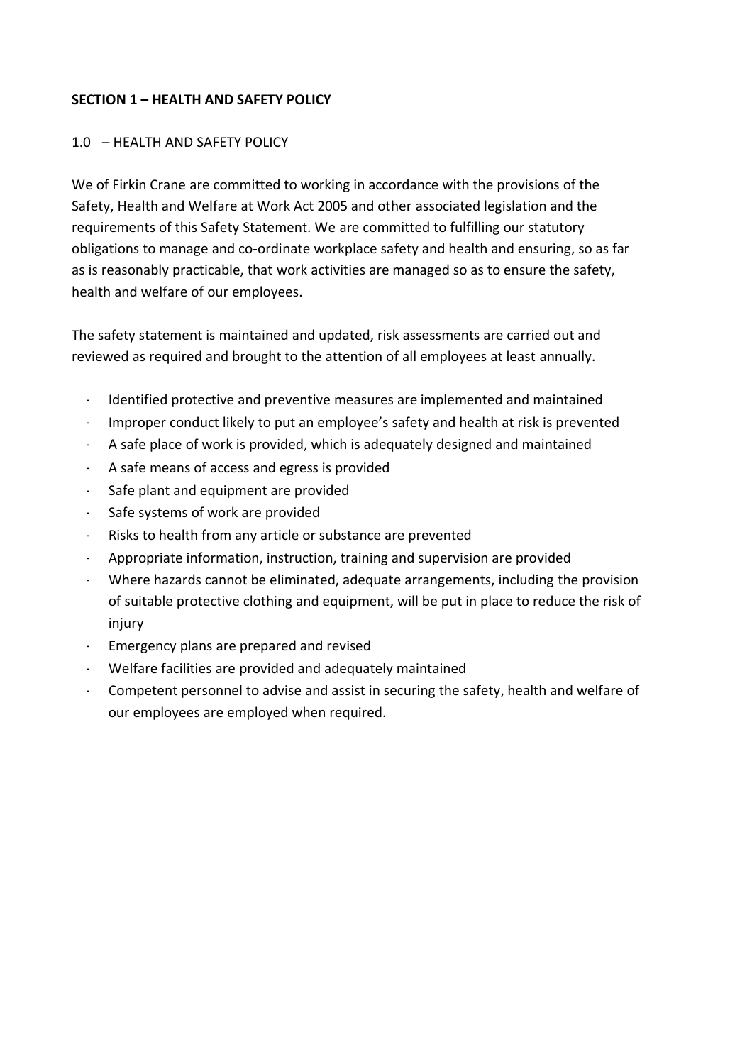**SECTION 1 – HEALTH AND SAFETY POLICY**

1.0 – HEALTH AND SAFETY POLICY

We of Firkin Crane are committed to working in accordance with the provisions of the Safety, Health and Welfare at Work Act 2005 and other associated legislation and the requirements of this Safety Statement. We are committed to fulfilling our statutory obligations to manage and co-ordinate workplace safety and health and ensuring, so as far as is reasonably practicable, that work activities are managed so as to ensure the safety, health and welfare of our employees.

The safety statement is maintained and updated, risk assessments are carried out and reviewed as required and brought to the attention of all employees at least annually.

- Identified protective and preventive measures are implemented and maintained
- Improper conduct likely to put an employee's safety and health at risk is prevented
- A safe place of work is provided, which is adequately designed and maintained
- A safe means of access and egress is provided
- Safe plant and equipment are provided
- Safe systems of work are provided
- Risks to health from any article or substance are prevented
- Appropriate information, instruction, training and supervision are provided
- Where hazards cannot be eliminated, adequate arrangements, including the provision of suitable protective clothing and equipment, will be put in place to reduce the risk of injury
- Emergency plans are prepared and revised
- Welfare facilities are provided and adequately maintained
- Competent personnel to advise and assist in securing the safety, health and welfare of our employees are employed when required.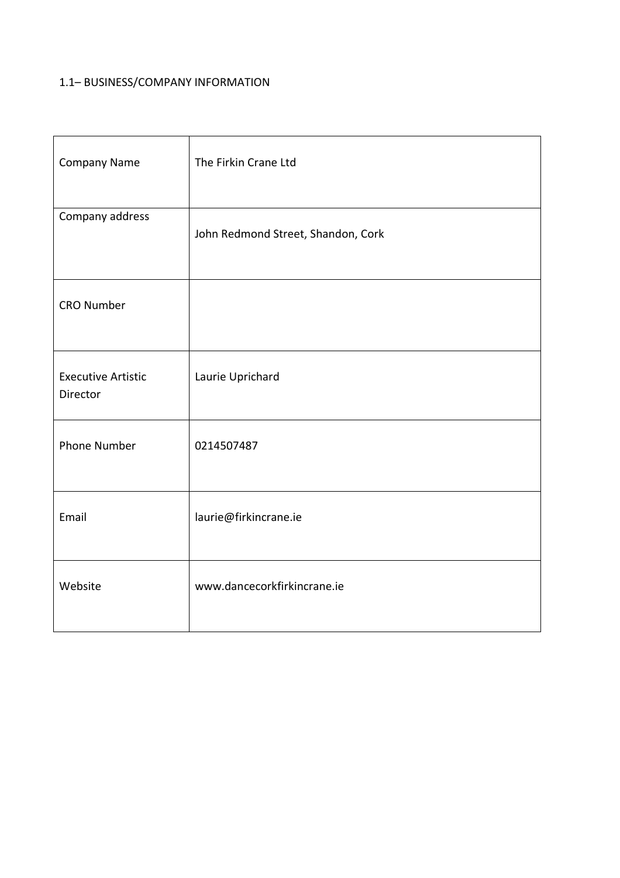1.1– BUSINESS/COMPANY INFORMATION

| | |
|---|---|
| Company Name | The Firkin Crane Ltd |
| Company address | John Redmond Street, Shandon, Cork |
| CRO Number | |
| Executive Artistic Director | Laurie Uprichard |
| Phone Number | 0214507487 |
| Email | laurie@firkincrane.ie |
| Website | www.dancecorkfirkincrane.ie |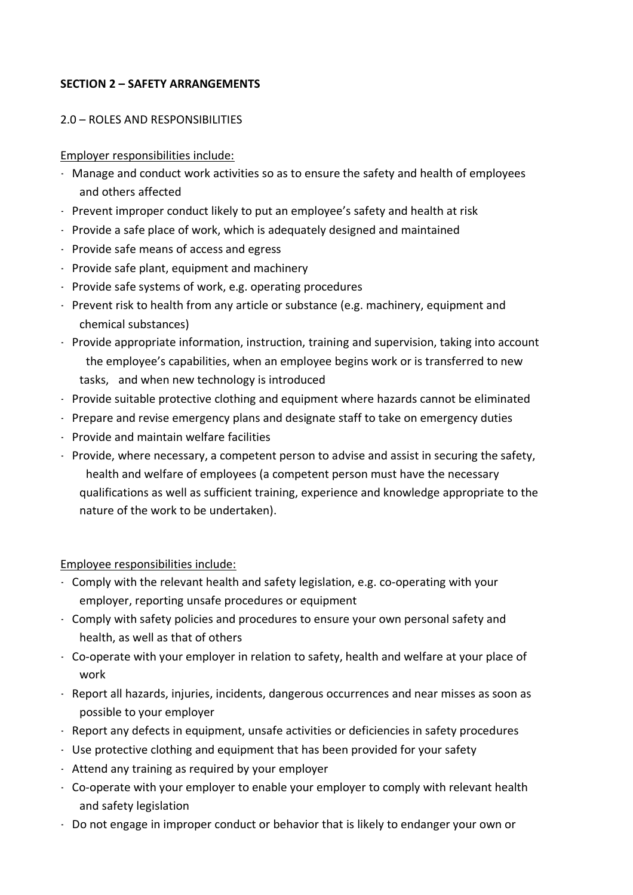**SECTION 2 – SAFETY ARRANGEMENTS**

2.0 – ROLES AND RESPONSIBILITIES

Employer responsibilities include:

- Manage and conduct work activities so as to ensure the safety and health of employees and others affected
- Prevent improper conduct likely to put an employee's safety and health at risk
- Provide a safe place of work, which is adequately designed and maintained
- Provide safe means of access and egress
- Provide safe plant, equipment and machinery
- Provide safe systems of work, e.g. operating procedures
- Prevent risk to health from any article or substance (e.g. machinery, equipment and chemical substances)
- Provide appropriate information, instruction, training and supervision, taking into account the employee's capabilities, when an employee begins work or is transferred to new tasks, and when new technology is introduced
- Provide suitable protective clothing and equipment where hazards cannot be eliminated
- Prepare and revise emergency plans and designate staff to take on emergency duties
- Provide and maintain welfare facilities
- Provide, where necessary, a competent person to advise and assist in securing the safety, health and welfare of employees (a competent person must have the necessary qualifications as well as sufficient training, experience and knowledge appropriate to the nature of the work to be undertaken).

Employee responsibilities include:

- Comply with the relevant health and safety legislation, e.g. co-operating with your employer, reporting unsafe procedures or equipment
- Comply with safety policies and procedures to ensure your own personal safety and health, as well as that of others
- Co-operate with your employer in relation to safety, health and welfare at your place of work
- Report all hazards, injuries, incidents, dangerous occurrences and near misses as soon as possible to your employer
- Report any defects in equipment, unsafe activities or deficiencies in safety procedures
- Use protective clothing and equipment that has been provided for your safety
- Attend any training as required by your employer
- Co-operate with your employer to enable your employer to comply with relevant health and safety legislation
- Do not engage in improper conduct or behavior that is likely to endanger your own or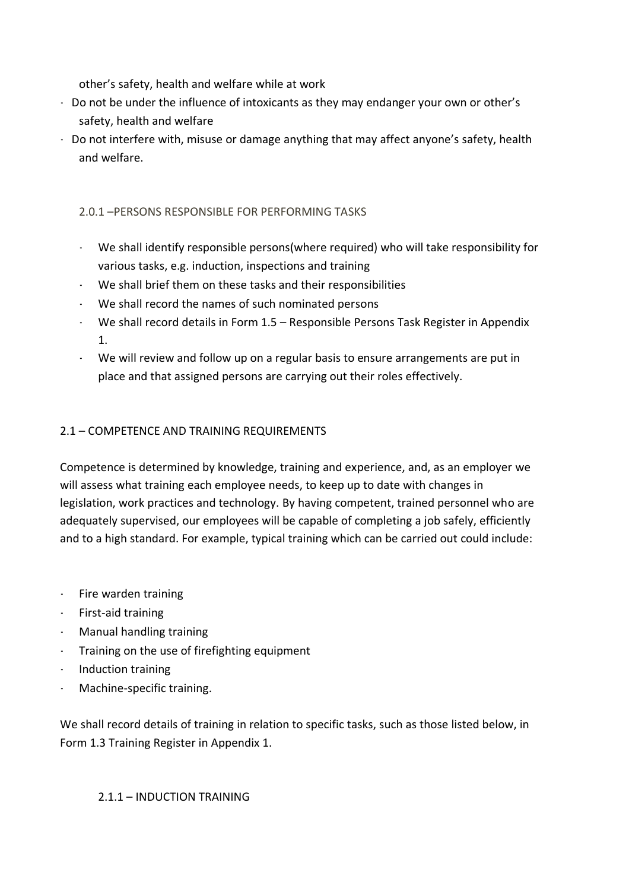other's safety, health and welfare while at work

- Do not be under the influence of intoxicants as they may endanger your own or other's safety, health and welfare
- Do not interfere with, misuse or damage anything that may affect anyone's safety, health and welfare.

### 2.0.1 –PERSONS RESPONSIBLE FOR PERFORMING TASKS

- We shall identify responsible persons(where required) who will take responsibility for various tasks, e.g. induction, inspections and training
- We shall brief them on these tasks and their responsibilities
- We shall record the names of such nominated persons
- We shall record details in Form 1.5 – Responsible Persons Task Register in Appendix 1.
- We will review and follow up on a regular basis to ensure arrangements are put in place and that assigned persons are carrying out their roles effectively.

## 2.1 – COMPETENCE AND TRAINING REQUIREMENTS

Competence is determined by knowledge, training and experience, and, as an employer we will assess what training each employee needs, to keep up to date with changes in legislation, work practices and technology. By having competent, trained personnel who are adequately supervised, our employees will be capable of completing a job safely, efficiently and to a high standard. For example, typical training which can be carried out could include:

- Fire warden training
- First-aid training
- Manual handling training
- Training on the use of firefighting equipment
- Induction training
- Machine-specific training.

We shall record details of training in relation to specific tasks, such as those listed below, in Form 1.3 Training Register in Appendix 1.

### 2.1.1 – INDUCTION TRAINING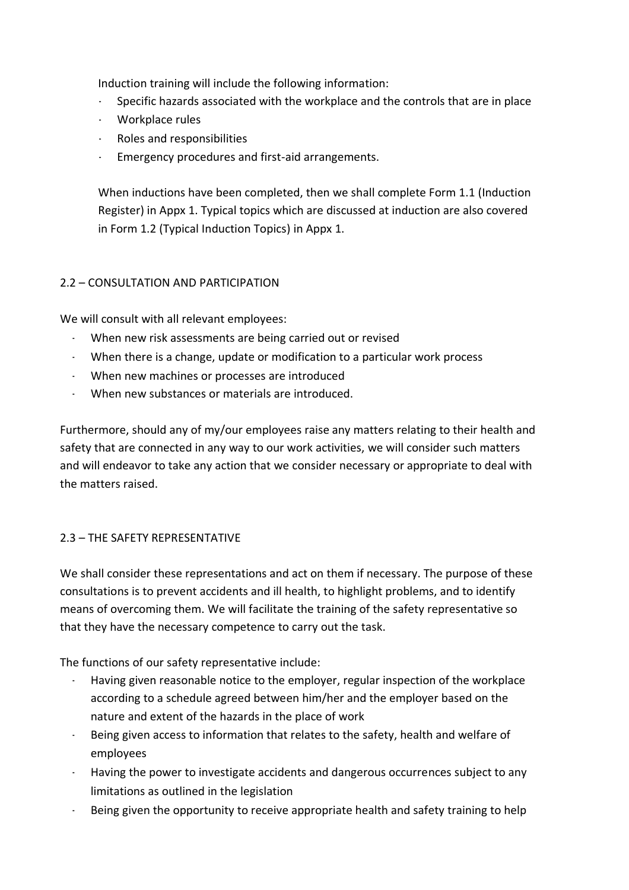Induction training will include the following information:

- Specific hazards associated with the workplace and the controls that are in place
- Workplace rules
- Roles and responsibilities
- Emergency procedures and first-aid arrangements.

When inductions have been completed, then we shall complete Form 1.1 (Induction Register) in Appx 1. Typical topics which are discussed at induction are also covered in Form 1.2 (Typical Induction Topics) in Appx 1.

## 2.2 – CONSULTATION AND PARTICIPATION

We will consult with all relevant employees:

- When new risk assessments are being carried out or revised
- When there is a change, update or modification to a particular work process
- When new machines or processes are introduced
- When new substances or materials are introduced.

Furthermore, should any of my/our employees raise any matters relating to their health and safety that are connected in any way to our work activities, we will consider such matters and will endeavor to take any action that we consider necessary or appropriate to deal with the matters raised.

## 2.3 – THE SAFETY REPRESENTATIVE

We shall consider these representations and act on them if necessary. The purpose of these consultations is to prevent accidents and ill health, to highlight problems, and to identify means of overcoming them. We will facilitate the training of the safety representative so that they have the necessary competence to carry out the task.

The functions of our safety representative include:

- Having given reasonable notice to the employer, regular inspection of the workplace according to a schedule agreed between him/her and the employer based on the nature and extent of the hazards in the place of work
- Being given access to information that relates to the safety, health and welfare of employees
- Having the power to investigate accidents and dangerous occurrences subject to any limitations as outlined in the legislation
- Being given the opportunity to receive appropriate health and safety training to help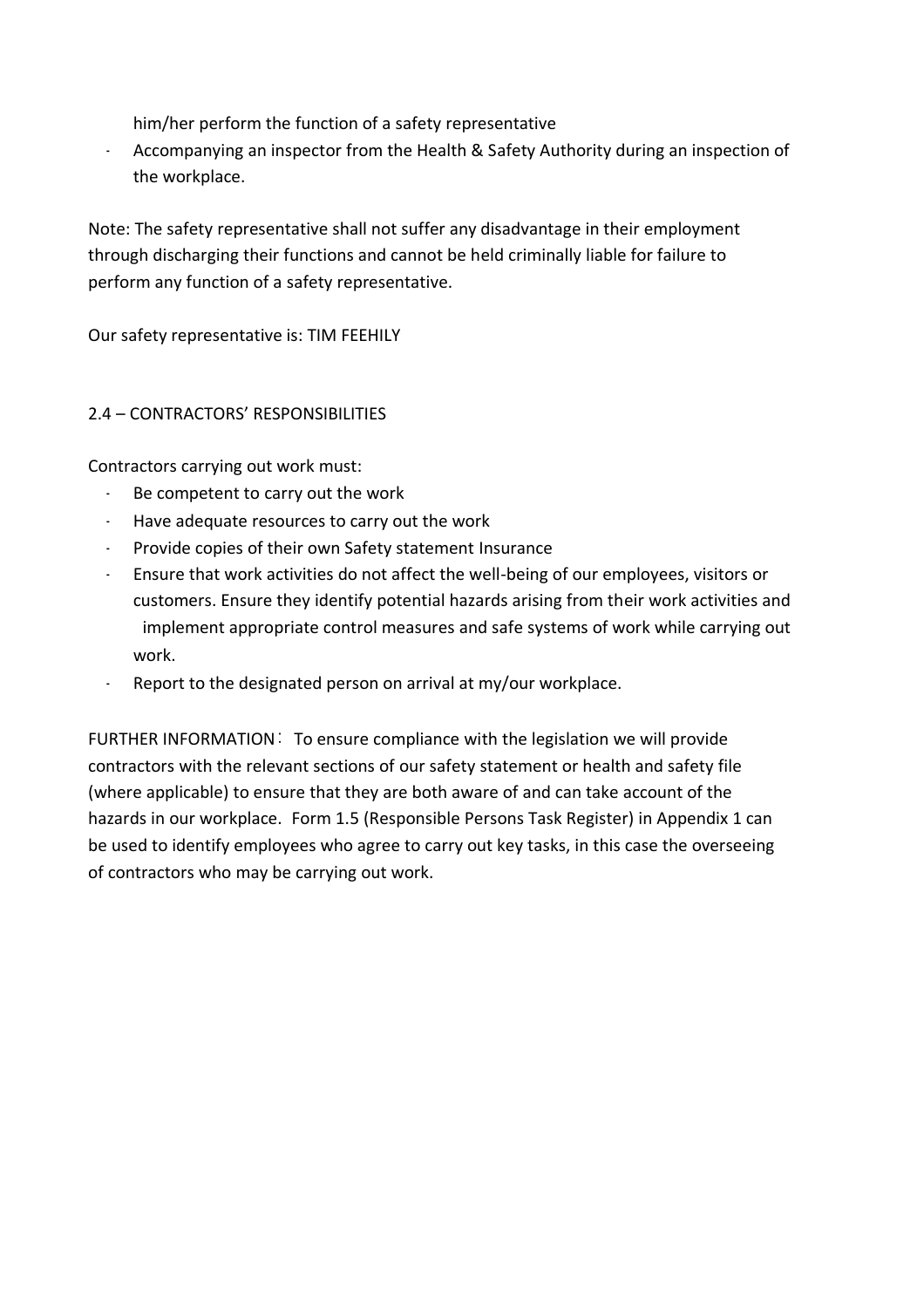him/her perform the function of a safety representative

- Accompanying an inspector from the Health & Safety Authority during an inspection of the workplace.

Note: The safety representative shall not suffer any disadvantage in their employment through discharging their functions and cannot be held criminally liable for failure to perform any function of a safety representative.

Our safety representative is: TIM FEEHILY

## 2.4 – CONTRACTORS' RESPONSIBILITIES

Contractors carrying out work must:

- Be competent to carry out the work
- Have adequate resources to carry out the work
- Provide copies of their own Safety statement Insurance
- Ensure that work activities do not affect the well-being of our employees, visitors or customers. Ensure they identify potential hazards arising from their work activities and implement appropriate control measures and safe systems of work while carrying out work.
- Report to the designated person on arrival at my/our workplace.

FURTHER INFORMATION： To ensure compliance with the legislation we will provide contractors with the relevant sections of our safety statement or health and safety file (where applicable) to ensure that they are both aware of and can take account of the hazards in our workplace. Form 1.5 (Responsible Persons Task Register) in Appendix 1 can be used to identify employees who agree to carry out key tasks, in this case the overseeing of contractors who may be carrying out work.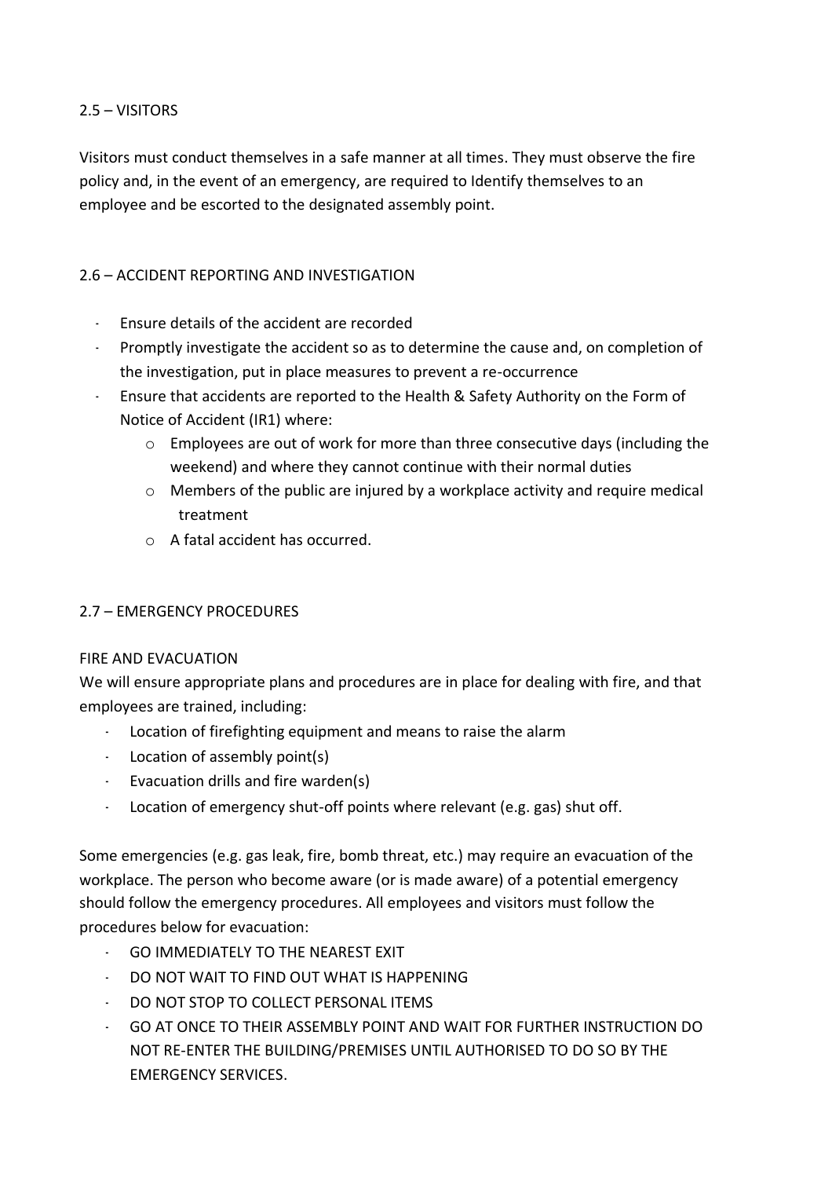## 2.5 – VISITORS

Visitors must conduct themselves in a safe manner at all times. They must observe the fire policy and, in the event of an emergency, are required to Identify themselves to an employee and be escorted to the designated assembly point.

## 2.6 – ACCIDENT REPORTING AND INVESTIGATION

- Ensure details of the accident are recorded
- Promptly investigate the accident so as to determine the cause and, on completion of the investigation, put in place measures to prevent a re-occurrence
- Ensure that accidents are reported to the Health & Safety Authority on the Form of Notice of Accident (IR1) where:
    - Employees are out of work for more than three consecutive days (including the weekend) and where they cannot continue with their normal duties
    - Members of the public are injured by a workplace activity and require medical treatment
    - A fatal accident has occurred.

## 2.7 – EMERGENCY PROCEDURES

### FIRE AND EVACUATION

We will ensure appropriate plans and procedures are in place for dealing with fire, and that employees are trained, including:

- Location of firefighting equipment and means to raise the alarm
- Location of assembly point(s)
- Evacuation drills and fire warden(s)
- Location of emergency shut-off points where relevant (e.g. gas) shut off.

Some emergencies (e.g. gas leak, fire, bomb threat, etc.) may require an evacuation of the workplace. The person who become aware (or is made aware) of a potential emergency should follow the emergency procedures. All employees and visitors must follow the procedures below for evacuation:

- GO IMMEDIATELY TO THE NEAREST EXIT
- DO NOT WAIT TO FIND OUT WHAT IS HAPPENING
- DO NOT STOP TO COLLECT PERSONAL ITEMS
- GO AT ONCE TO THEIR ASSEMBLY POINT AND WAIT FOR FURTHER INSTRUCTION DO NOT RE-ENTER THE BUILDING/PREMISES UNTIL AUTHORISED TO DO SO BY THE EMERGENCY SERVICES.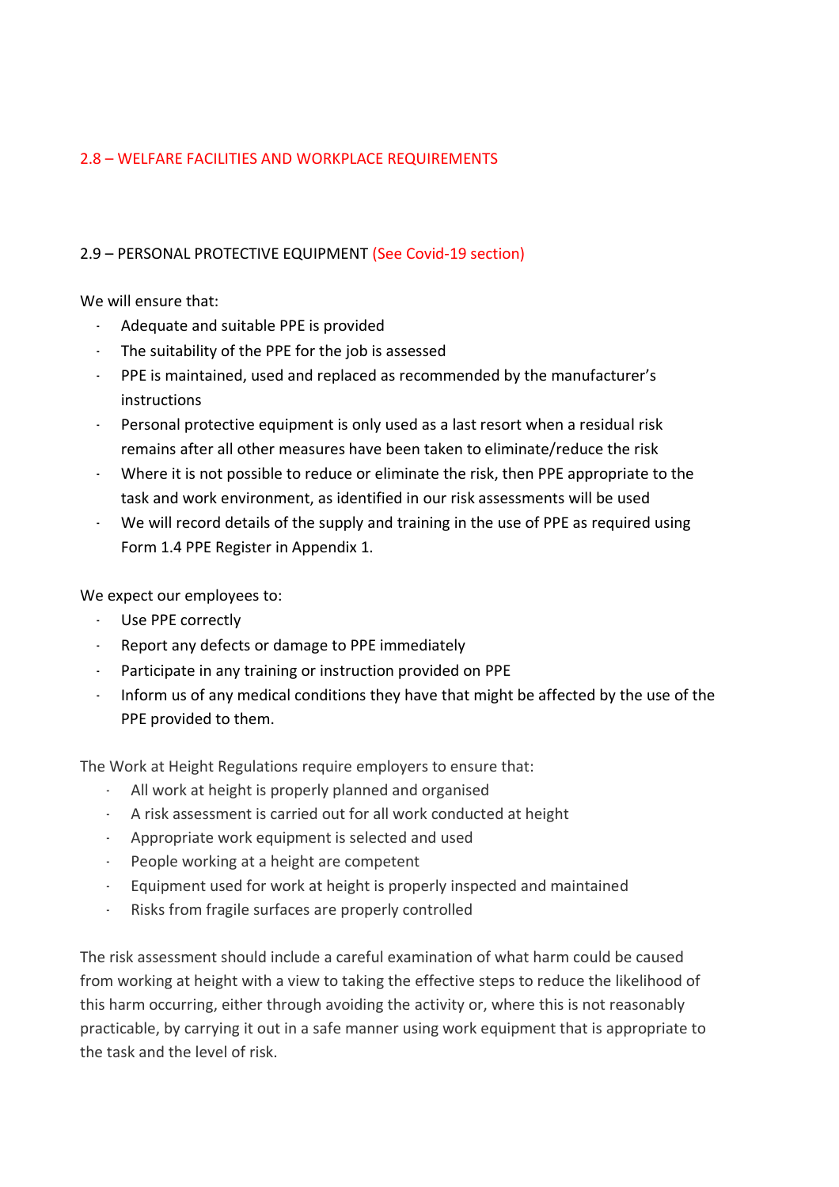## 2.8 – WELFARE FACILITIES AND WORKPLACE REQUIREMENTS

## 2.9 – PERSONAL PROTECTIVE EQUIPMENT (See Covid-19 section)

We will ensure that:

- Adequate and suitable PPE is provided
- The suitability of the PPE for the job is assessed
- PPE is maintained, used and replaced as recommended by the manufacturer's instructions
- Personal protective equipment is only used as a last resort when a residual risk remains after all other measures have been taken to eliminate/reduce the risk
- Where it is not possible to reduce or eliminate the risk, then PPE appropriate to the task and work environment, as identified in our risk assessments will be used
- We will record details of the supply and training in the use of PPE as required using Form 1.4 PPE Register in Appendix 1.

We expect our employees to:

- Use PPE correctly
- Report any defects or damage to PPE immediately
- Participate in any training or instruction provided on PPE
- Inform us of any medical conditions they have that might be affected by the use of the PPE provided to them.

The Work at Height Regulations require employers to ensure that:

- All work at height is properly planned and organised
- A risk assessment is carried out for all work conducted at height
- Appropriate work equipment is selected and used
- People working at a height are competent
- Equipment used for work at height is properly inspected and maintained
- Risks from fragile surfaces are properly controlled

The risk assessment should include a careful examination of what harm could be caused from working at height with a view to taking the effective steps to reduce the likelihood of this harm occurring, either through avoiding the activity or, where this is not reasonably practicable, by carrying it out in a safe manner using work equipment that is appropriate to the task and the level of risk.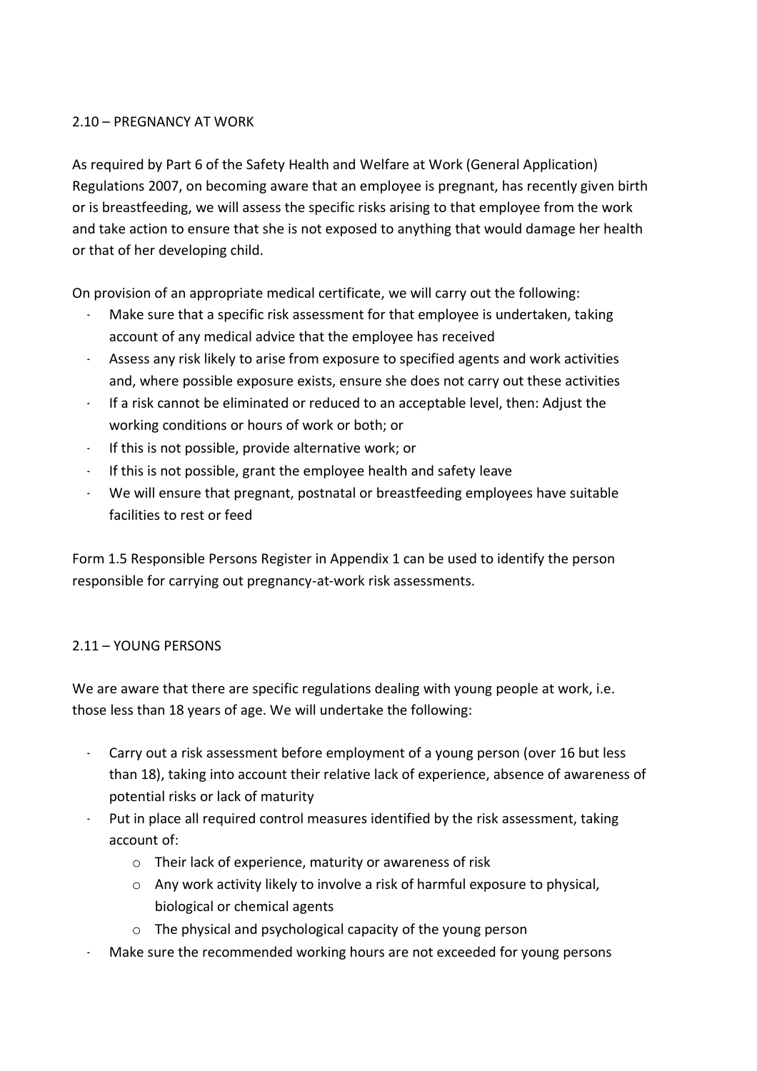## 2.10 – PREGNANCY AT WORK

As required by Part 6 of the Safety Health and Welfare at Work (General Application) Regulations 2007, on becoming aware that an employee is pregnant, has recently given birth or is breastfeeding, we will assess the specific risks arising to that employee from the work and take action to ensure that she is not exposed to anything that would damage her health or that of her developing child.

On provision of an appropriate medical certificate, we will carry out the following:

- Make sure that a specific risk assessment for that employee is undertaken, taking account of any medical advice that the employee has received
- Assess any risk likely to arise from exposure to specified agents and work activities and, where possible exposure exists, ensure she does not carry out these activities
- If a risk cannot be eliminated or reduced to an acceptable level, then: Adjust the working conditions or hours of work or both; or
- If this is not possible, provide alternative work; or
- If this is not possible, grant the employee health and safety leave
- We will ensure that pregnant, postnatal or breastfeeding employees have suitable facilities to rest or feed

Form 1.5 Responsible Persons Register in Appendix 1 can be used to identify the person responsible for carrying out pregnancy-at-work risk assessments.

## 2.11 – YOUNG PERSONS

We are aware that there are specific regulations dealing with young people at work, i.e. those less than 18 years of age. We will undertake the following:

- Carry out a risk assessment before employment of a young person (over 16 but less than 18), taking into account their relative lack of experience, absence of awareness of potential risks or lack of maturity
- Put in place all required control measures identified by the risk assessment, taking account of:
  - Their lack of experience, maturity or awareness of risk
  - Any work activity likely to involve a risk of harmful exposure to physical, biological or chemical agents
  - The physical and psychological capacity of the young person
- Make sure the recommended working hours are not exceeded for young persons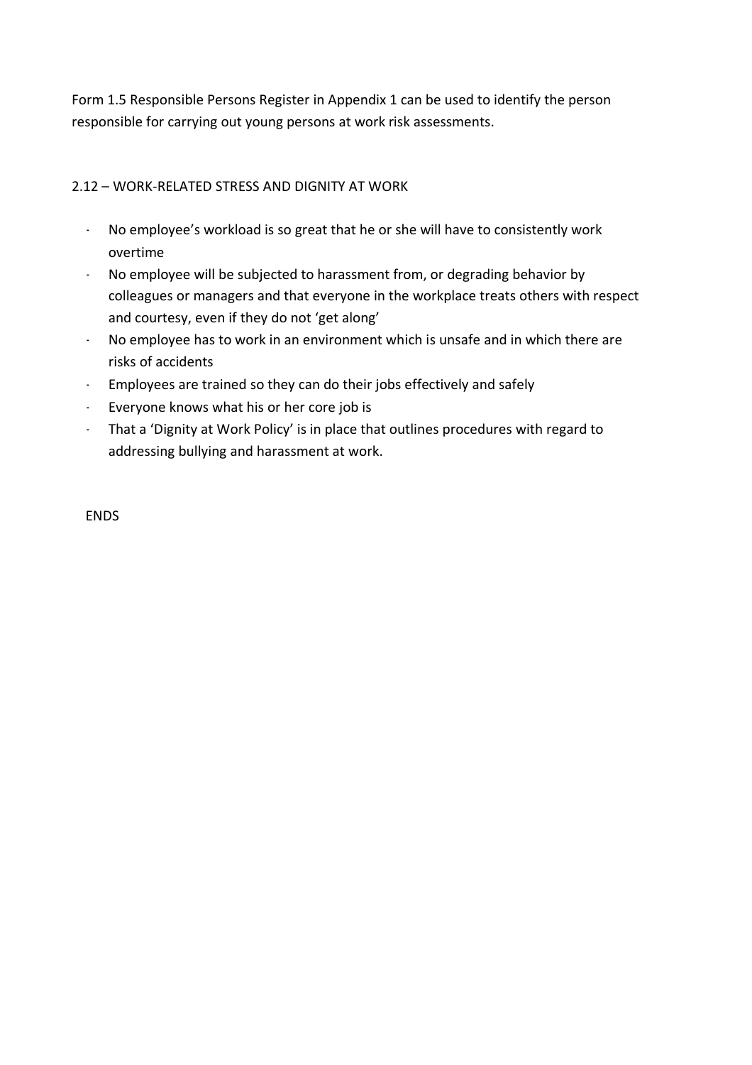Form 1.5 Responsible Persons Register in Appendix 1 can be used to identify the person responsible for carrying out young persons at work risk assessments.

## 2.12 – WORK-RELATED STRESS AND DIGNITY AT WORK

- No employee's workload is so great that he or she will have to consistently work overtime
- No employee will be subjected to harassment from, or degrading behavior by colleagues or managers and that everyone in the workplace treats others with respect and courtesy, even if they do not 'get along'
- No employee has to work in an environment which is unsafe and in which there are risks of accidents
- Employees are trained so they can do their jobs effectively and safely
- Everyone knows what his or her core job is
- That a 'Dignity at Work Policy' is in place that outlines procedures with regard to addressing bullying and harassment at work.

ENDS